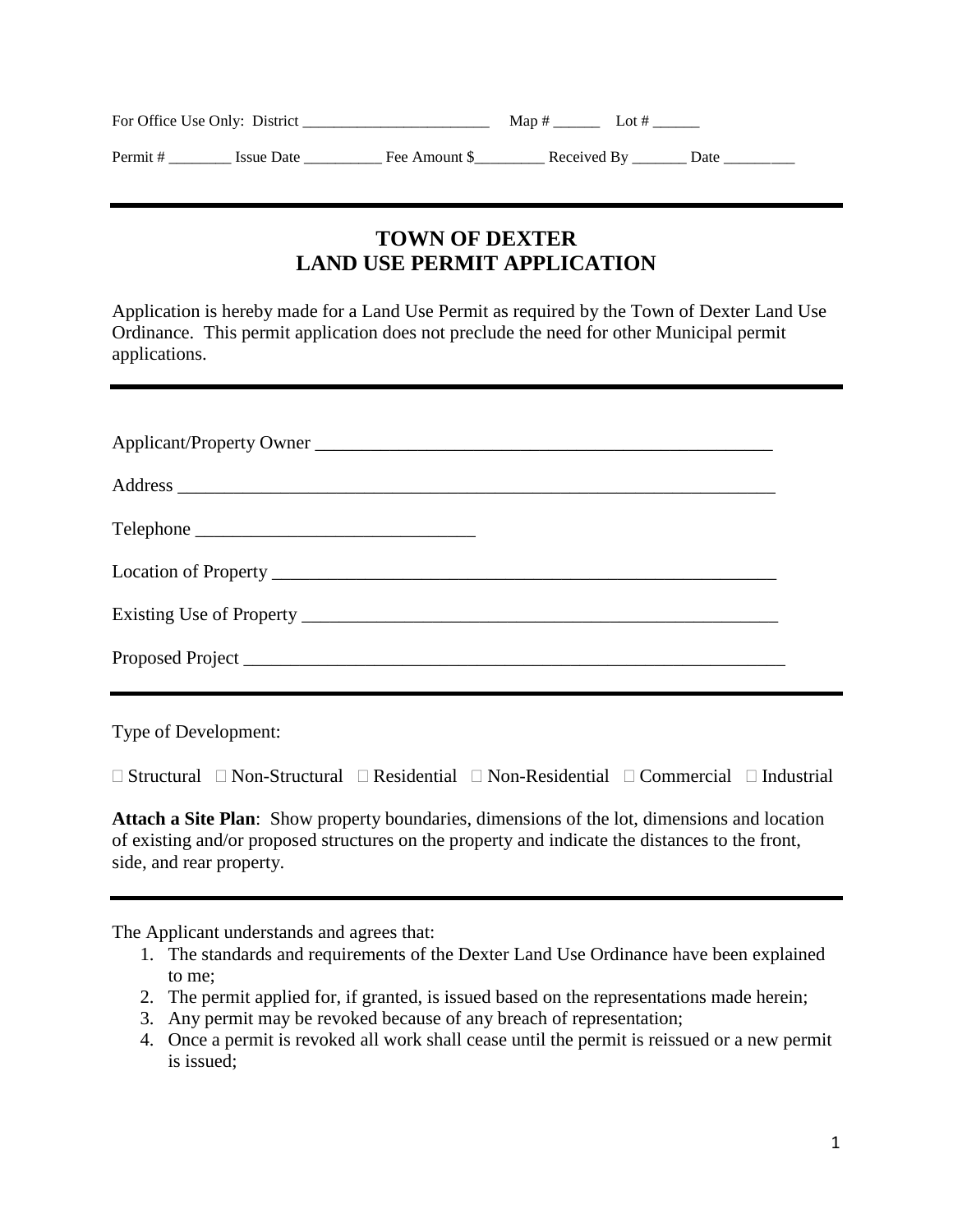For Office Use Only: District ________________________ Map # ______ Lot # ______

Permit # ________ Issue Date __________ Fee Amount $_________ Received By _______ Date _________

---

# TOWN OF DEXTER
# LAND USE PERMIT APPLICATION

Application is hereby made for a Land Use Permit as required by the Town of Dexter Land Use Ordinance. This permit application does not preclude the need for other Municipal permit applications.

---

Applicant/Property Owner ___________________________________________________

Address ________________________________________________________________

Telephone ______________________________

Location of Property ________________________________________________________

Existing Use of Property _____________________________________________________

Proposed Project ___________________________________________________________

---

Type of Development:

☐ Structural ☐ Non-Structural ☐ Residential ☐ Non-Residential ☐ Commercial ☐ Industrial

**Attach a Site Plan**: Show property boundaries, dimensions of the lot, dimensions and location of existing and/or proposed structures on the property and indicate the distances to the front, side, and rear property.

---

The Applicant understands and agrees that:

1. The standards and requirements of the Dexter Land Use Ordinance have been explained to me;
2. The permit applied for, if granted, is issued based on the representations made herein;
3. Any permit may be revoked because of any breach of representation;
4. Once a permit is revoked all work shall cease until the permit is reissued or a new permit is issued;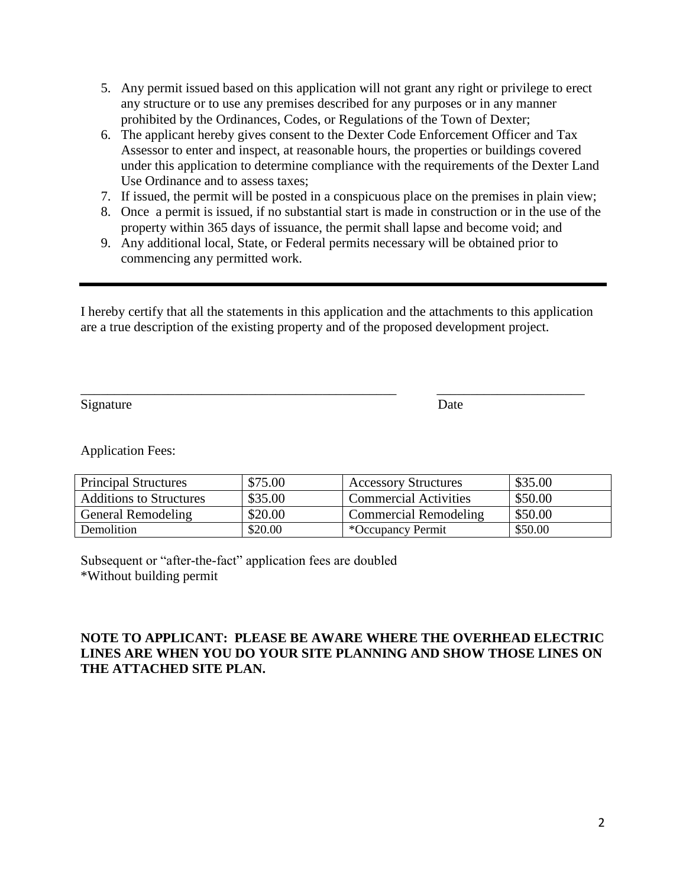5. Any permit issued based on this application will not grant any right or privilege to erect any structure or to use any premises described for any purposes or in any manner prohibited by the Ordinances, Codes, or Regulations of the Town of Dexter;
6. The applicant hereby gives consent to the Dexter Code Enforcement Officer and Tax Assessor to enter and inspect, at reasonable hours, the properties or buildings covered under this application to determine compliance with the requirements of the Dexter Land Use Ordinance and to assess taxes;
7. If issued, the permit will be posted in a conspicuous place on the premises in plain view;
8. Once a permit is issued, if no substantial start is made in construction or in the use of the property within 365 days of issuance, the permit shall lapse and become void; and
9. Any additional local, State, or Federal permits necessary will be obtained prior to commencing any permitted work.

---

I hereby certify that all the statements in this application and the attachments to this application are a true description of the existing property and of the proposed development project.

_________________________________________________ ______________________

Signature Date

Application Fees:

| | | | |
|---|---|---|---|
| Principal Structures | $75.00 | Accessory Structures | $35.00 |
| Additions to Structures | $35.00 | Commercial Activities | $50.00 |
| General Remodeling | $20.00 | Commercial Remodeling | $50.00 |
| Demolition | $20.00 | *Occupancy Permit | $50.00 |

Subsequent or "after-the-fact" application fees are doubled
*Without building permit

**NOTE TO APPLICANT: PLEASE BE AWARE WHERE THE OVERHEAD ELECTRIC LINES ARE WHEN YOU DO YOUR SITE PLANNING AND SHOW THOSE LINES ON THE ATTACHED SITE PLAN.**